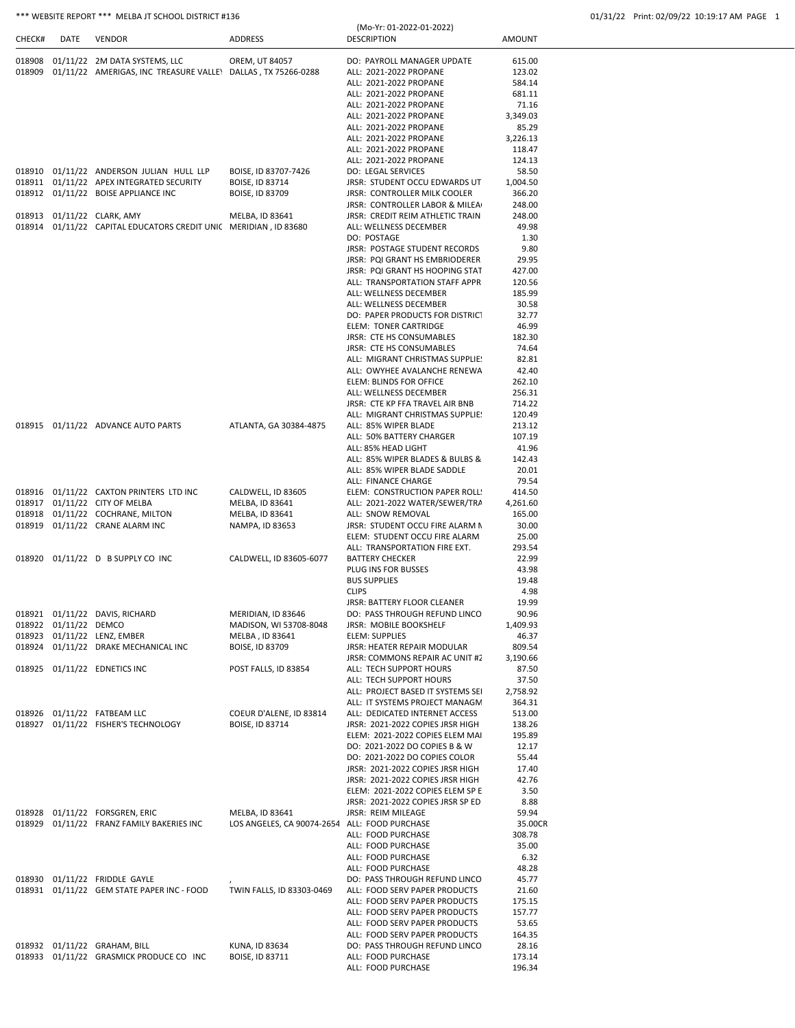*** WEBSITE REPORT *** MELBA JT SCHOOL DISTRICT #136

(Mo-Yr: 01-2022-01-2022)

01/31/22 Print: 02/09/22 10:19:17 AM

| CHECK# | DATE | VENDOR | ADDRESS | DESCRIPTION | AMOUNT |
|---|---|---|---|---|---|
| 018908 | 01/11/22 | 2M DATA SYSTEMS, LLC | OREM, UT 84057 | DO: PAYROLL MANAGER UPDATE | 615.00 |
| 018909 | 01/11/22 | AMERIGAS, INC TREASURE VALLEY | DALLAS , TX 75266-0288 | ALL: 2021-2022 PROPANE | 123.02 |
| | | | | ALL: 2021-2022 PROPANE | 584.14 |
| | | | | ALL: 2021-2022 PROPANE | 681.11 |
| | | | | ALL: 2021-2022 PROPANE | 71.16 |
| | | | | ALL: 2021-2022 PROPANE | 3,349.03 |
| | | | | ALL: 2021-2022 PROPANE | 85.29 |
| | | | | ALL: 2021-2022 PROPANE | 3,226.13 |
| | | | | ALL: 2021-2022 PROPANE | 118.47 |
| | | | | ALL: 2021-2022 PROPANE | 124.13 |
| 018910 | 01/11/22 | ANDERSON JULIAN HULL LLP | BOISE, ID 83707-7426 | DO: LEGAL SERVICES | 58.50 |
| 018911 | 01/11/22 | APEX INTEGRATED SECURITY | BOISE, ID 83714 | JRSR: STUDENT OCCU EDWARDS UT | 1,004.50 |
| 018912 | 01/11/22 | BOISE APPLIANCE INC | BOISE, ID 83709 | JRSR: CONTROLLER MILK COOLER | 366.20 |
| | | | | JRSR: CONTROLLER LABOR & MILEA | 248.00 |
| 018913 | 01/11/22 | CLARK, AMY | MELBA, ID 83641 | JRSR: CREDIT REIM ATHLETIC TRAIN | 248.00 |
| 018914 | 01/11/22 | CAPITAL EDUCATORS CREDIT UNIO | MERIDIAN , ID 83680 | ALL: WELLNESS DECEMBER | 49.98 |
| | | | | DO: POSTAGE | 1.30 |
| | | | | JRSR: POSTAGE STUDENT RECORDS | 9.80 |
| | | | | JRSR: PQI GRANT HS EMBRIODERER | 29.95 |
| | | | | JRSR: PQI GRANT HS HOOPING STAT | 427.00 |
| | | | | ALL: TRANSPORTATION STAFF APPR | 120.56 |
| | | | | ALL: WELLNESS DECEMBER | 185.99 |
| | | | | ALL: WELLNESS DECEMBER | 30.58 |
| | | | | DO: PAPER PRODUCTS FOR DISTRICT | 32.77 |
| | | | | ELEM: TONER CARTRIDGE | 46.99 |
| | | | | JRSR: CTE HS CONSUMABLES | 182.30 |
| | | | | JRSR: CTE HS CONSUMABLES | 74.64 |
| | | | | ALL: MIGRANT CHRISTMAS SUPPLIES | 82.81 |
| | | | | ALL: OWYHEE AVALANCHE RENEWA | 42.40 |
| | | | | ELEM: BLINDS FOR OFFICE | 262.10 |
| | | | | ALL: WELLNESS DECEMBER | 256.31 |
| | | | | JRSR: CTE KP FFA TRAVEL AIR BNB | 714.22 |
| | | | | ALL: MIGRANT CHRISTMAS SUPPLIES | 120.49 |
| 018915 | 01/11/22 | ADVANCE AUTO PARTS | ATLANTA, GA 30384-4875 | ALL: 85% WIPER BLADE | 213.12 |
| | | | | ALL: 50% BATTERY CHARGER | 107.19 |
| | | | | ALL: 85% HEAD LIGHT | 41.96 |
| | | | | ALL: 85% WIPER BLADES & BULBS & | 142.43 |
| | | | | ALL: 85% WIPER BLADE SADDLE | 20.01 |
| | | | | ALL: FINANCE CHARGE | 79.54 |
| 018916 | 01/11/22 | CAXTON PRINTERS LTD INC | CALDWELL, ID 83605 | ELEM: CONSTRUCTION PAPER ROLLS | 414.50 |
| 018917 | 01/11/22 | CITY OF MELBA | MELBA, ID 83641 | ALL: 2021-2022 WATER/SEWER/TRA | 4,261.60 |
| 018918 | 01/11/22 | COCHRANE, MILTON | MELBA, ID 83641 | ALL: SNOW REMOVAL | 165.00 |
| 018919 | 01/11/22 | CRANE ALARM INC | NAMPA, ID 83653 | JRSR: STUDENT OCCU FIRE ALARM M | 30.00 |
| | | | | ELEM: STUDENT OCCU FIRE ALARM | 25.00 |
| | | | | ALL: TRANSPORTATION FIRE EXT. | 293.54 |
| 018920 | 01/11/22 | D B SUPPLY CO INC | CALDWELL, ID 83605-6077 | BATTERY CHECKER | 22.99 |
| | | | | PLUG INS FOR BUSSES | 43.98 |
| | | | | BUS SUPPLIES | 19.48 |
| | | | | CLIPS | 4.98 |
| | | | | JRSR: BATTERY FLOOR CLEANER | 19.99 |
| 018921 | 01/11/22 | DAVIS, RICHARD | MERIDIAN, ID 83646 | DO: PASS THROUGH REFUND LINCO | 90.96 |
| 018922 | 01/11/22 | DEMCO | MADISON, WI 53708-8048 | JRSR: MOBILE BOOKSHELF | 1,409.93 |
| 018923 | 01/11/22 | LENZ, EMBER | MELBA , ID 83641 | ELEM: SUPPLIES | 46.37 |
| 018924 | 01/11/22 | DRAKE MECHANICAL INC | BOISE, ID 83709 | JRSR: HEATER REPAIR MODULAR | 809.54 |
| | | | | JRSR: COMMONS REPAIR AC UNIT #2 | 3,190.66 |
| 018925 | 01/11/22 | EDNETICS INC | POST FALLS, ID 83854 | ALL: TECH SUPPORT HOURS | 87.50 |
| | | | | ALL: TECH SUPPORT HOURS | 37.50 |
| | | | | ALL: PROJECT BASED IT SYSTEMS SEI | 2,758.92 |
| | | | | ALL: IT SYSTEMS PROJECT MANAGM | 364.31 |
| 018926 | 01/11/22 | FATBEAM LLC | COEUR D'ALENE, ID 83814 | ALL: DEDICATED INTERNET ACCESS | 513.00 |
| 018927 | 01/11/22 | FISHER'S TECHNOLOGY | BOISE, ID 83714 | JRSR: 2021-2022 COPIES JRSR HIGH | 138.26 |
| | | | | ELEM: 2021-2022 COPIES ELEM MAI | 195.89 |
| | | | | DO: 2021-2022 DO COPIES B & W | 12.17 |
| | | | | DO: 2021-2022 DO COPIES COLOR | 55.44 |
| | | | | JRSR: 2021-2022 COPIES JRSR HIGH | 17.40 |
| | | | | JRSR: 2021-2022 COPIES JRSR HIGH | 42.76 |
| | | | | ELEM: 2021-2022 COPIES ELEM SP E | 3.50 |
| | | | | JRSR: 2021-2022 COPIES JRSR SP ED | 8.88 |
| 018928 | 01/11/22 | FORSGREN, ERIC | MELBA, ID 83641 | JRSR: REIM MILEAGE | 59.94 |
| 018929 | 01/11/22 | FRANZ FAMILY BAKERIES INC | LOS ANGELES, CA 90074-2654 | ALL: FOOD PURCHASE | 35.00CR |
| | | | | ALL: FOOD PURCHASE | 308.78 |
| | | | | ALL: FOOD PURCHASE | 35.00 |
| | | | | ALL: FOOD PURCHASE | 6.32 |
| | | | | ALL: FOOD PURCHASE | 48.28 |
| 018930 | 01/11/22 | FRIDDLE GAYLE | , | DO: PASS THROUGH REFUND LINCO | 45.77 |
| 018931 | 01/11/22 | GEM STATE PAPER INC - FOOD | TWIN FALLS, ID 83303-0469 | ALL: FOOD SERV PAPER PRODUCTS | 21.60 |
| | | | | ALL: FOOD SERV PAPER PRODUCTS | 175.15 |
| | | | | ALL: FOOD SERV PAPER PRODUCTS | 157.77 |
| | | | | ALL: FOOD SERV PAPER PRODUCTS | 53.65 |
| | | | | ALL: FOOD SERV PAPER PRODUCTS | 164.35 |
| 018932 | 01/11/22 | GRAHAM, BILL | KUNA, ID 83634 | DO: PASS THROUGH REFUND LINCO | 28.16 |
| 018933 | 01/11/22 | GRASMICK PRODUCE CO INC | BOISE, ID 83711 | ALL: FOOD PURCHASE | 173.14 |
| | | | | ALL: FOOD PURCHASE | 196.34 |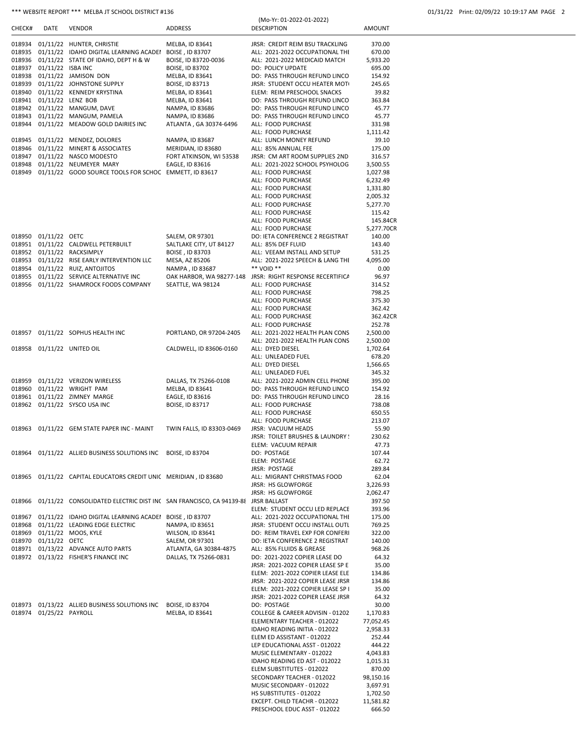*** WEBSITE REPORT *** MELBA JT SCHOOL DISTRICT #136

(Mo-Yr: 01-2022-01-2022)

01/31/22 Print: 02/09/22 10:19:17 AM

| CHECK# | DATE | VENDOR | ADDRESS | DESCRIPTION | AMOUNT |
|---|---|---|---|---|---|
| 018934 | 01/11/22 | HUNTER, CHRISTIE | MELBA, ID 83641 | JRSR: CREDIT REIM BSU TRACKLING | 370.00 |
| 018935 | 01/11/22 | IDAHO DIGITAL LEARNING ACADEI | BOISE , ID 83707 | ALL: 2021-2022 OCCUPATIONAL THI | 670.00 |
| 018936 | 01/11/22 | STATE OF IDAHO, DEPT H & W | BOISE, ID 83720-0036 | ALL: 2021-2022 MEDICAID MATCH | 5,933.20 |
| 018937 | 01/11/22 | ISBA INC | BOISE, ID 83702 | DO: POLICY UPDATE | 695.00 |
| 018938 | 01/11/22 | JAMISON DON | MELBA, ID 83641 | DO: PASS THROUGH REFUND LINCO | 154.92 |
| 018939 | 01/11/22 | JOHNSTONE SUPPLY | BOISE, ID 83713 | JRSR: STUDENT OCCU HEATER MOTI | 245.65 |
| 018940 | 01/11/22 | KENNEDY KRYSTINA | MELBA, ID 83641 | ELEM: REIM PRESCHOOL SNACKS | 39.82 |
| 018941 | 01/11/22 | LENZ BOB | MELBA, ID 83641 | DO: PASS THROUGH REFUND LINCO | 363.84 |
| 018942 | 01/11/22 | MANGUM, DAVE | NAMPA, ID 83686 | DO: PASS THROUGH REFUND LINCO | 45.77 |
| 018943 | 01/11/22 | MANGUM, PAMELA | NAMPA, ID 83686 | DO: PASS THROUGH REFUND LINCO | 45.77 |
| 018944 | 01/11/22 | MEADOW GOLD DAIRIES INC | ATLANTA , GA 30374-6496 | ALL: FOOD PURCHASE | 331.98 |
| | | | | ALL: FOOD PURCHASE | 1,111.42 |
| 018945 | 01/11/22 | MENDEZ, DOLORES | NAMPA, ID 83687 | ALL: LUNCH MONEY REFUND | 39.10 |
| 018946 | 01/11/22 | MINERT & ASSOCIATES | MERIDIAN, ID 83680 | ALL: 85% ANNUAL FEE | 175.00 |
| 018947 | 01/11/22 | NASCO MODESTO | FORT ATKINSON, WI 53538 | JRSR: CM ART ROOM SUPPLIES 2ND | 316.57 |
| 018948 | 01/11/22 | NEUMEYER MARY | EAGLE, ID 83616 | ALL: 2021-2022 SCHOOL PSYHOLOG | 3,500.55 |
| 018949 | 01/11/22 | GOOD SOURCE TOOLS FOR SCHOC | EMMETT, ID 83617 | ALL: FOOD PURCHASE | 1,027.98 |
| | | | | ALL: FOOD PURCHASE | 6,232.49 |
| | | | | ALL: FOOD PURCHASE | 1,331.80 |
| | | | | ALL: FOOD PURCHASE | 2,005.32 |
| | | | | ALL: FOOD PURCHASE | 5,277.70 |
| | | | | ALL: FOOD PURCHASE | 115.42 |
| | | | | ALL: FOOD PURCHASE | 145.84CR |
| | | | | ALL: FOOD PURCHASE | 5,277.70CR |
| 018950 | 01/11/22 | OETC | SALEM, OR 97301 | DO: IETA CONFERENCE 2 REGISTRAT | 140.00 |
| 018951 | 01/11/22 | CALDWELL PETERBUILT | SALTLAKE CITY, UT 84127 | ALL: 85% DEF FLUID | 143.40 |
| 018952 | 01/11/22 | RACKSIMPLY | BOISE , ID 83703 | ALL: VEEAM INSTALL AND SETUP | 531.25 |
| 018953 | 01/11/22 | RISE EARLY INTERVENTION LLC | MESA, AZ 85206 | ALL: 2021-2022 SPEECH & LANG THI | 4,095.00 |
| 018954 | 01/11/22 | RUIZ, ANTOJITOS | NAMPA , ID 83687 | ** VOID ** | 0.00 |
| 018955 | 01/11/22 | SERVICE ALTERNATIVE INC | OAK HARBOR, WA 98277-148 | JRSR: RIGHT RESPONSE RECERTIFICA | 96.97 |
| 018956 | 01/11/22 | SHAMROCK FOODS COMPANY | SEATTLE, WA 98124 | ALL: FOOD PURCHASE | 314.52 |
| | | | | ALL: FOOD PURCHASE | 798.25 |
| | | | | ALL: FOOD PURCHASE | 375.30 |
| | | | | ALL: FOOD PURCHASE | 362.42 |
| | | | | ALL: FOOD PURCHASE | 362.42CR |
| | | | | ALL: FOOD PURCHASE | 252.78 |
| 018957 | 01/11/22 | SOPHUS HEALTH INC | PORTLAND, OR 97204-2405 | ALL: 2021-2022 HEALTH PLAN CONS | 2,500.00 |
| | | | | ALL: 2021-2022 HEALTH PLAN CONS | 2,500.00 |
| 018958 | 01/11/22 | UNITED OIL | CALDWELL, ID 83606-0160 | ALL: DYED DIESEL | 1,702.64 |
| | | | | ALL: UNLEADED FUEL | 678.20 |
| | | | | ALL: DYED DIESEL | 1,566.65 |
| | | | | ALL: UNLEADED FUEL | 345.32 |
| 018959 | 01/11/22 | VERIZON WIRELESS | DALLAS, TX 75266-0108 | ALL: 2021-2022 ADMIN CELL PHONE | 395.00 |
| 018960 | 01/11/22 | WRIGHT PAM | MELBA, ID 83641 | DO: PASS THROUGH REFUND LINCO | 154.92 |
| 018961 | 01/11/22 | ZIMNEY MARGE | EAGLE, ID 83616 | DO: PASS THROUGH REFUND LINCO | 28.16 |
| 018962 | 01/11/22 | SYSCO USA INC | BOISE, ID 83717 | ALL: FOOD PURCHASE | 738.08 |
| | | | | ALL: FOOD PURCHASE | 650.55 |
| | | | | ALL: FOOD PURCHASE | 213.07 |
| 018963 | 01/11/22 | GEM STATE PAPER INC - MAINT | TWIN FALLS, ID 83303-0469 | JRSR: VACUUM HEADS | 55.90 |
| | | | | JRSR: TOILET BRUSHES & LAUNDRY ! | 230.62 |
| | | | | ELEM: VACUUM REPAIR | 47.73 |
| 018964 | 01/11/22 | ALLIED BUSINESS SOLUTIONS INC | BOISE, ID 83704 | DO: POSTAGE | 107.44 |
| | | | | ELEM: POSTAGE | 62.72 |
| | | | | JRSR: POSTAGE | 289.84 |
| 018965 | 01/11/22 | CAPITAL EDUCATORS CREDIT UNIC | MERIDIAN , ID 83680 | ALL: MIGRANT CHRISTMAS FOOD | 62.04 |
| | | | | JRSR: HS GLOWFORGE | 3,226.93 |
| | | | | JRSR: HS GLOWFORGE | 2,062.47 |
| 018966 | 01/11/22 | CONSOLIDATED ELECTRIC DIST INC | SAN FRANCISCO, CA 94139-88 | JRSR BALLAST | 397.50 |
| | | | | ELEM: STUDENT OCCU LED REPLACE | 393.96 |
| 018967 | 01/11/22 | IDAHO DIGITAL LEARNING ACADEI | BOISE , ID 83707 | ALL: 2021-2022 OCCUPATIONAL THI | 175.00 |
| 018968 | 01/11/22 | LEADING EDGE ELECTRIC | NAMPA, ID 83651 | JRSR: STUDENT OCCU INSTALL OUTL | 769.25 |
| 018969 | 01/11/22 | MOOS, KYLE | WILSON, ID 83641 | DO: REIM TRAVEL EXP FOR CONFERI | 322.00 |
| 018970 | 01/11/22 | OETC | SALEM, OR 97301 | DO: IETA CONFERENCE 2 REGISTRAT | 140.00 |
| 018971 | 01/13/22 | ADVANCE AUTO PARTS | ATLANTA, GA 30384-4875 | ALL: 85% FLUIDS & GREASE | 968.26 |
| 018972 | 01/13/22 | FISHER'S FINANCE INC | DALLAS, TX 75266-0831 | DO: 2021-2022 COPIER LEASE DO | 64.32 |
| | | | | JRSR: 2021-2022 COPIER LEASE SP E | 35.00 |
| | | | | ELEM: 2021-2022 COPIER LEASE ELE | 134.86 |
| | | | | JRSR: 2021-2022 COPIER LEASE JRSR | 134.86 |
| | | | | ELEM: 2021-2022 COPIER LEASE SP I | 35.00 |
| | | | | JRSR: 2021-2022 COPIER LEASE JRSR | 64.32 |
| 018973 | 01/13/22 | ALLIED BUSINESS SOLUTIONS INC | BOISE, ID 83704 | DO: POSTAGE | 30.00 |
| 018974 | 01/25/22 | PAYROLL | MELBA, ID 83641 | COLLEGE & CAREER ADVISIN - 01202 | 1,170.83 |
| | | | | ELEMENTARY TEACHER - 012022 | 77,052.45 |
| | | | | IDAHO READING INITIA - 012022 | 2,958.33 |
| | | | | ELEM ED ASSISTANT - 012022 | 252.44 |
| | | | | LEP EDUCATIONAL ASST - 012022 | 444.22 |
| | | | | MUSIC ELEMENTARY - 012022 | 4,043.83 |
| | | | | IDAHO READING ED AST - 012022 | 1,015.31 |
| | | | | ELEM SUBSTITUTES - 012022 | 870.00 |
| | | | | SECONDARY TEACHER - 012022 | 98,150.16 |
| | | | | MUSIC SECONDARY - 012022 | 3,697.91 |
| | | | | HS SUBSTITUTES - 012022 | 1,702.50 |
| | | | | EXCEPT. CHILD TEACHR - 012022 | 11,581.82 |
| | | | | PRESCHOOL EDUC ASST - 012022 | 666.50 |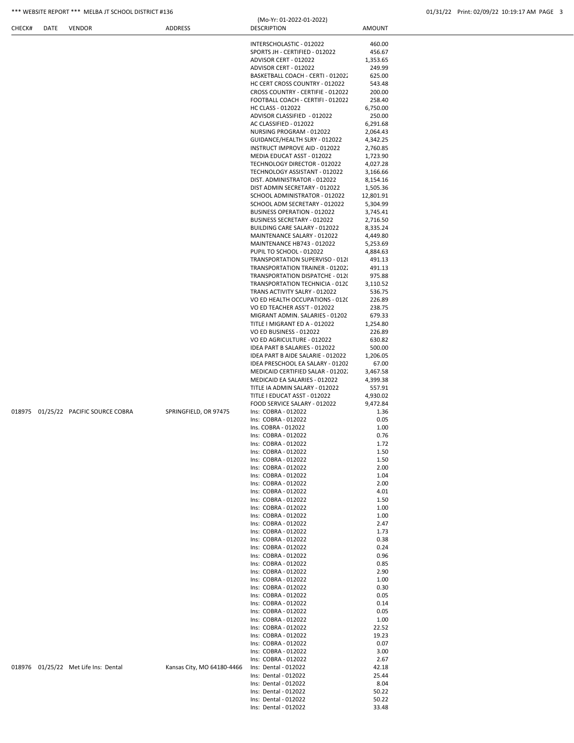| CHECK# | DATE | VENDOR | ADDRESS | DESCRIPTION | AMOUNT |
|---|---|---|---|---|---|
| | | | | INTERSCHOLASTIC - 012022 | 460.00 |
| | | | | SPORTS JH - CERTIFIED - 012022 | 456.67 |
| | | | | ADVISOR CERT - 012022 | 1,353.65 |
| | | | | ADVISOR CERT - 012022 | 249.99 |
| | | | | BASKETBALL COACH - CERTI - 012022 | 625.00 |
| | | | | HC CERT CROSS COUNTRY - 012022 | 543.48 |
| | | | | CROSS COUNTRY - CERTIFIE - 012022 | 200.00 |
| | | | | FOOTBALL COACH - CERTIFI - 012022 | 258.40 |
| | | | | HC CLASS - 012022 | 6,750.00 |
| | | | | ADVISOR CLASSIFIED - 012022 | 250.00 |
| | | | | AC CLASSIFIED - 012022 | 6,291.68 |
| | | | | NURSING PROGRAM - 012022 | 2,064.43 |
| | | | | GUIDANCE/HEALTH SLRY - 012022 | 4,342.25 |
| | | | | INSTRUCT IMPROVE AID - 012022 | 2,760.85 |
| | | | | MEDIA EDUCAT ASST - 012022 | 1,723.90 |
| | | | | TECHNOLOGY DIRECTOR - 012022 | 4,027.28 |
| | | | | TECHNOLOGY ASSISTANT - 012022 | 3,166.66 |
| | | | | DIST. ADMINISTRATOR - 012022 | 8,154.16 |
| | | | | DIST ADMIN SECRETARY - 012022 | 1,505.36 |
| | | | | SCHOOL ADMINISTRATOR - 012022 | 12,801.91 |
| | | | | SCHOOL ADM SECRETARY - 012022 | 5,304.99 |
| | | | | BUSINESS OPERATION - 012022 | 3,745.41 |
| | | | | BUSINESS SECRETARY - 012022 | 2,716.50 |
| | | | | BUILDING CARE SALARY - 012022 | 8,335.24 |
| | | | | MAINTENANCE SALARY - 012022 | 4,449.80 |
| | | | | MAINTENANCE HB743 - 012022 | 5,253.69 |
| | | | | PUPIL TO SCHOOL - 012022 | 4,884.63 |
| | | | | TRANSPORTATION SUPERVISO - 0120 | 491.13 |
| | | | | TRANSPORTATION TRAINER - 01202 | 491.13 |
| | | | | TRANSPORTATION DISPATCHE - 0120 | 975.88 |
| | | | | TRANSPORTATION TECHNICIA - 0120 | 3,110.52 |
| | | | | TRANS ACTIVITY SALRY - 012022 | 536.75 |
| | | | | VO ED HEALTH OCCUPATIONS - 0120 | 226.89 |
| | | | | VO ED TEACHER ASS'T - 012022 | 238.75 |
| | | | | MIGRANT ADMIN. SALARIES - 01202 | 679.33 |
| | | | | TITLE I MIGRANT ED A - 012022 | 1,254.80 |
| | | | | VO ED BUSINESS - 012022 | 226.89 |
| | | | | VO ED AGRICULTURE - 012022 | 630.82 |
| | | | | IDEA PART B SALARIES - 012022 | 500.00 |
| | | | | IDEA PART B AIDE SALARIE - 012022 | 1,206.05 |
| | | | | IDEA PRESCHOOL EA SALARY - 01202 | 67.00 |
| | | | | MEDICAID CERTIFIED SALAR - 01202 | 3,467.58 |
| | | | | MEDICAID EA SALARIES - 012022 | 4,399.38 |
| | | | | TITLE IA ADMIN SALARY - 012022 | 557.91 |
| | | | | TITLE I EDUCAT ASST - 012022 | 4,930.02 |
| | | | | FOOD SERVICE SALARY - 012022 | 9,472.84 |
| 018975 | 01/25/22 | PACIFIC SOURCE COBRA | SPRINGFIELD, OR 97475 | Ins: COBRA - 012022 | 1.36 |
| | | | | Ins: COBRA - 012022 | 0.05 |
| | | | | Ins. COBRA - 012022 | 1.00 |
| | | | | Ins: COBRA - 012022 | 0.76 |
| | | | | Ins: COBRA - 012022 | 1.72 |
| | | | | Ins: COBRA - 012022 | 1.50 |
| | | | | Ins: COBRA - 012022 | 1.50 |
| | | | | Ins: COBRA - 012022 | 2.00 |
| | | | | Ins: COBRA - 012022 | 1.04 |
| | | | | Ins: COBRA - 012022 | 2.00 |
| | | | | Ins: COBRA - 012022 | 4.01 |
| | | | | Ins: COBRA - 012022 | 1.50 |
| | | | | Ins: COBRA - 012022 | 1.00 |
| | | | | Ins: COBRA - 012022 | 1.00 |
| | | | | Ins: COBRA - 012022 | 2.47 |
| | | | | Ins: COBRA - 012022 | 1.73 |
| | | | | Ins: COBRA - 012022 | 0.38 |
| | | | | Ins: COBRA - 012022 | 0.24 |
| | | | | Ins: COBRA - 012022 | 0.96 |
| | | | | Ins: COBRA - 012022 | 0.85 |
| | | | | Ins: COBRA - 012022 | 2.90 |
| | | | | Ins: COBRA - 012022 | 1.00 |
| | | | | Ins: COBRA - 012022 | 0.30 |
| | | | | Ins: COBRA - 012022 | 0.05 |
| | | | | Ins: COBRA - 012022 | 0.14 |
| | | | | Ins: COBRA - 012022 | 0.05 |
| | | | | Ins: COBRA - 012022 | 1.00 |
| | | | | Ins: COBRA - 012022 | 22.52 |
| | | | | Ins: COBRA - 012022 | 19.23 |
| | | | | Ins: COBRA - 012022 | 0.07 |
| | | | | Ins: COBRA - 012022 | 3.00 |
| | | | | Ins: COBRA - 012022 | 2.67 |
| 018976 | 01/25/22 | Met Life Ins: Dental | Kansas City, MO 64180-4466 | Ins: Dental - 012022 | 42.18 |
| | | | | Ins: Dental - 012022 | 25.44 |
| | | | | Ins: Dental - 012022 | 8.04 |
| | | | | Ins: Dental - 012022 | 50.22 |
| | | | | Ins: Dental - 012022 | 50.22 |
| | | | | Ins: Dental - 012022 | 33.48 |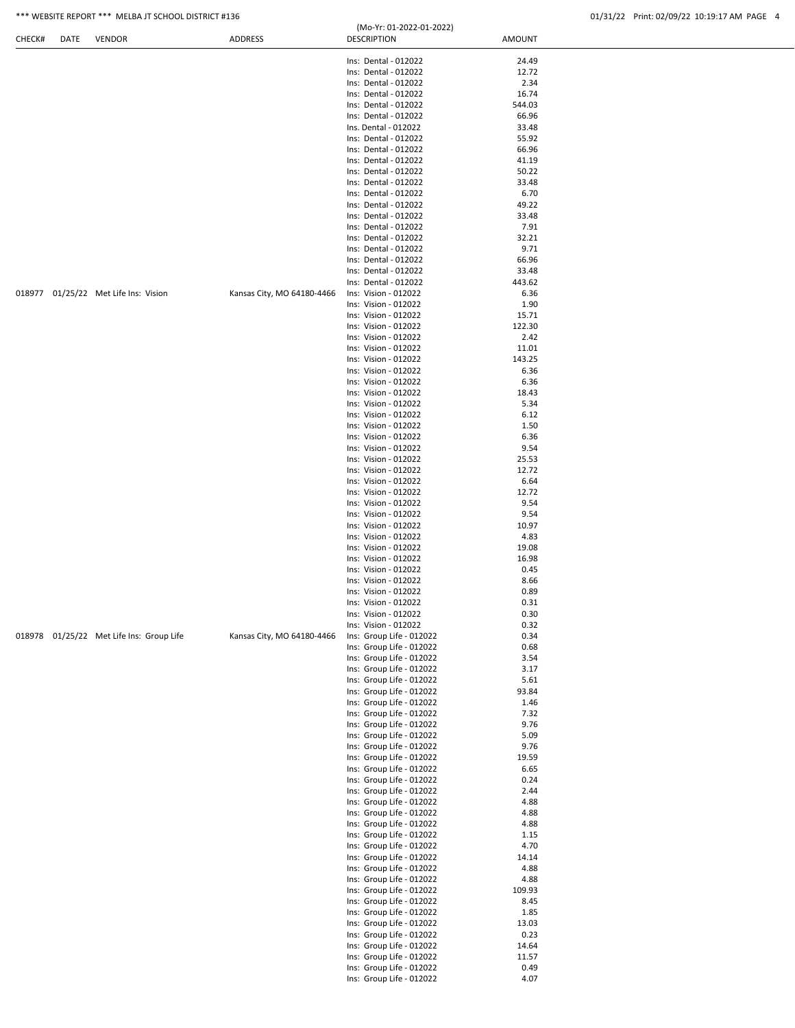| CHECK# | DATE | VENDOR | ADDRESS | DESCRIPTION | AMOUNT |
|---|---|---|---|---|---|
| | | | | Ins: Dental - 012022 | 24.49 |
| | | | | Ins: Dental - 012022 | 12.72 |
| | | | | Ins: Dental - 012022 | 2.34 |
| | | | | Ins: Dental - 012022 | 16.74 |
| | | | | Ins: Dental - 012022 | 544.03 |
| | | | | Ins: Dental - 012022 | 66.96 |
| | | | | Ins. Dental - 012022 | 33.48 |
| | | | | Ins: Dental - 012022 | 55.92 |
| | | | | Ins: Dental - 012022 | 66.96 |
| | | | | Ins: Dental - 012022 | 41.19 |
| | | | | Ins: Dental - 012022 | 50.22 |
| | | | | Ins: Dental - 012022 | 33.48 |
| | | | | Ins: Dental - 012022 | 6.70 |
| | | | | Ins: Dental - 012022 | 49.22 |
| | | | | Ins: Dental - 012022 | 33.48 |
| | | | | Ins: Dental - 012022 | 7.91 |
| | | | | Ins: Dental - 012022 | 32.21 |
| | | | | Ins: Dental - 012022 | 9.71 |
| | | | | Ins: Dental - 012022 | 66.96 |
| | | | | Ins: Dental - 012022 | 33.48 |
| | | | | Ins: Dental - 012022 | 443.62 |
| 018977 | 01/25/22 | Met Life Ins: Vision | Kansas City, MO 64180-4466 | Ins: Vision - 012022 | 6.36 |
| | | | | Ins: Vision - 012022 | 1.90 |
| | | | | Ins: Vision - 012022 | 15.71 |
| | | | | Ins: Vision - 012022 | 122.30 |
| | | | | Ins: Vision - 012022 | 2.42 |
| | | | | Ins: Vision - 012022 | 11.01 |
| | | | | Ins: Vision - 012022 | 143.25 |
| | | | | Ins: Vision - 012022 | 6.36 |
| | | | | Ins: Vision - 012022 | 6.36 |
| | | | | Ins: Vision - 012022 | 18.43 |
| | | | | Ins: Vision - 012022 | 5.34 |
| | | | | Ins: Vision - 012022 | 6.12 |
| | | | | Ins: Vision - 012022 | 1.50 |
| | | | | Ins: Vision - 012022 | 6.36 |
| | | | | Ins: Vision - 012022 | 9.54 |
| | | | | Ins: Vision - 012022 | 25.53 |
| | | | | Ins: Vision - 012022 | 12.72 |
| | | | | Ins: Vision - 012022 | 6.64 |
| | | | | Ins: Vision - 012022 | 12.72 |
| | | | | Ins: Vision - 012022 | 9.54 |
| | | | | Ins: Vision - 012022 | 9.54 |
| | | | | Ins: Vision - 012022 | 10.97 |
| | | | | Ins: Vision - 012022 | 4.83 |
| | | | | Ins: Vision - 012022 | 19.08 |
| | | | | Ins: Vision - 012022 | 16.98 |
| | | | | Ins: Vision - 012022 | 0.45 |
| | | | | Ins: Vision - 012022 | 8.66 |
| | | | | Ins: Vision - 012022 | 0.89 |
| | | | | Ins: Vision - 012022 | 0.31 |
| | | | | Ins: Vision - 012022 | 0.30 |
| | | | | Ins: Vision - 012022 | 0.32 |
| 018978 | 01/25/22 | Met Life Ins: Group Life | Kansas City, MO 64180-4466 | Ins: Group Life - 012022 | 0.34 |
| | | | | Ins: Group Life - 012022 | 0.68 |
| | | | | Ins: Group Life - 012022 | 3.54 |
| | | | | Ins: Group Life - 012022 | 3.17 |
| | | | | Ins: Group Life - 012022 | 5.61 |
| | | | | Ins: Group Life - 012022 | 93.84 |
| | | | | Ins: Group Life - 012022 | 1.46 |
| | | | | Ins: Group Life - 012022 | 7.32 |
| | | | | Ins: Group Life - 012022 | 9.76 |
| | | | | Ins: Group Life - 012022 | 5.09 |
| | | | | Ins: Group Life - 012022 | 9.76 |
| | | | | Ins: Group Life - 012022 | 19.59 |
| | | | | Ins: Group Life - 012022 | 6.65 |
| | | | | Ins: Group Life - 012022 | 0.24 |
| | | | | Ins: Group Life - 012022 | 2.44 |
| | | | | Ins: Group Life - 012022 | 4.88 |
| | | | | Ins: Group Life - 012022 | 4.88 |
| | | | | Ins: Group Life - 012022 | 4.88 |
| | | | | Ins: Group Life - 012022 | 1.15 |
| | | | | Ins: Group Life - 012022 | 4.70 |
| | | | | Ins: Group Life - 012022 | 14.14 |
| | | | | Ins: Group Life - 012022 | 4.88 |
| | | | | Ins: Group Life - 012022 | 4.88 |
| | | | | Ins: Group Life - 012022 | 109.93 |
| | | | | Ins: Group Life - 012022 | 8.45 |
| | | | | Ins: Group Life - 012022 | 1.85 |
| | | | | Ins: Group Life - 012022 | 13.03 |
| | | | | Ins: Group Life - 012022 | 0.23 |
| | | | | Ins: Group Life - 012022 | 14.64 |
| | | | | Ins: Group Life - 012022 | 11.57 |
| | | | | Ins: Group Life - 012022 | 0.49 |
| | | | | Ins: Group Life - 012022 | 4.07 |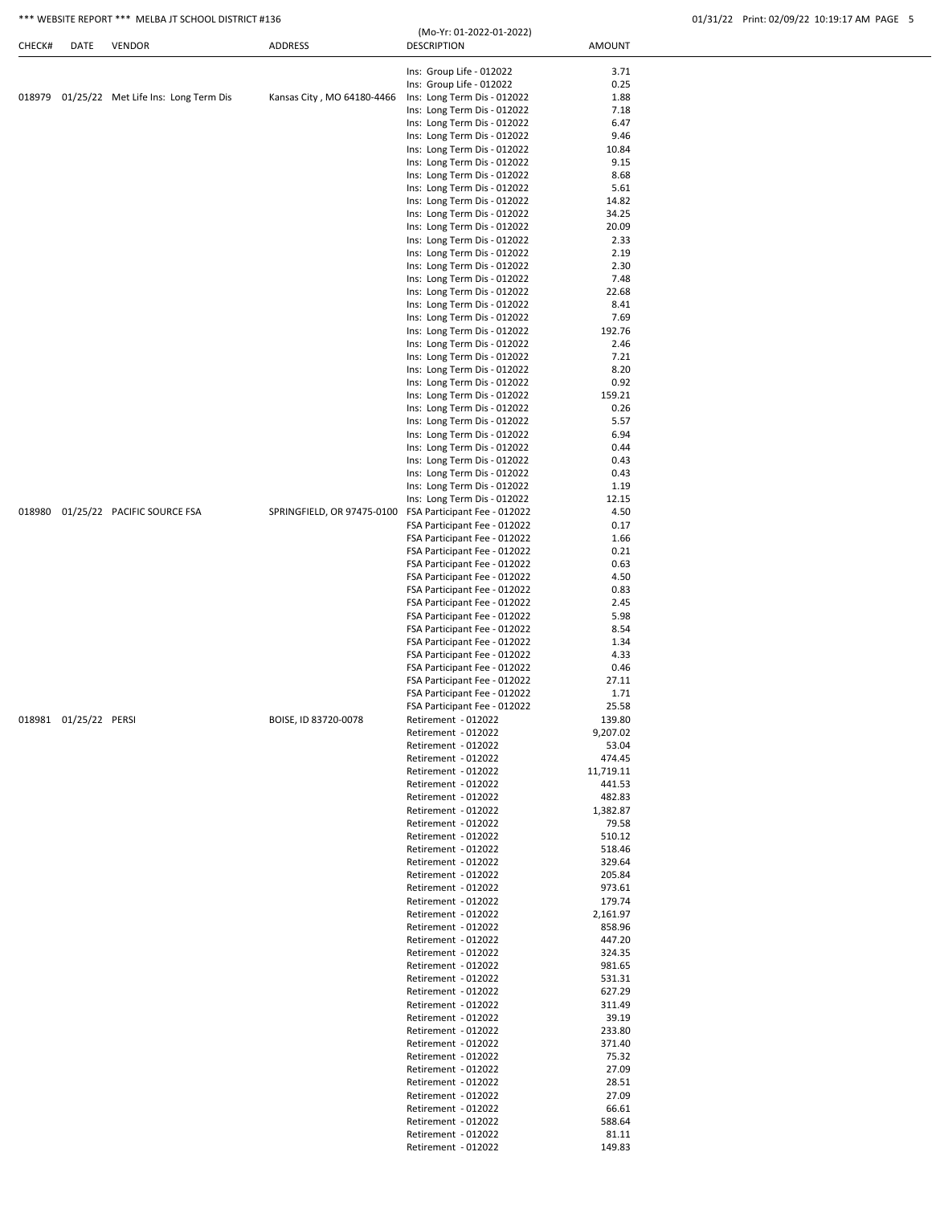| CHECK# | DATE | VENDOR | ADDRESS | DESCRIPTION | AMOUNT |
|---|---|---|---|---|---|
| | | | | Ins: Group Life - 012022 | 3.71 |
| | | | | Ins: Group Life - 012022 | 0.25 |
| 018979 | 01/25/22 | Met Life Ins: Long Term Dis | Kansas City , MO 64180-4466 | Ins: Long Term Dis - 012022 | 1.88 |
| | | | | Ins: Long Term Dis - 012022 | 7.18 |
| | | | | Ins: Long Term Dis - 012022 | 6.47 |
| | | | | Ins: Long Term Dis - 012022 | 9.46 |
| | | | | Ins: Long Term Dis - 012022 | 10.84 |
| | | | | Ins: Long Term Dis - 012022 | 9.15 |
| | | | | Ins: Long Term Dis - 012022 | 8.68 |
| | | | | Ins: Long Term Dis - 012022 | 5.61 |
| | | | | Ins: Long Term Dis - 012022 | 14.82 |
| | | | | Ins: Long Term Dis - 012022 | 34.25 |
| | | | | Ins: Long Term Dis - 012022 | 20.09 |
| | | | | Ins: Long Term Dis - 012022 | 2.33 |
| | | | | Ins: Long Term Dis - 012022 | 2.19 |
| | | | | Ins: Long Term Dis - 012022 | 2.30 |
| | | | | Ins: Long Term Dis - 012022 | 7.48 |
| | | | | Ins: Long Term Dis - 012022 | 22.68 |
| | | | | Ins: Long Term Dis - 012022 | 8.41 |
| | | | | Ins: Long Term Dis - 012022 | 7.69 |
| | | | | Ins: Long Term Dis - 012022 | 192.76 |
| | | | | Ins: Long Term Dis - 012022 | 2.46 |
| | | | | Ins: Long Term Dis - 012022 | 7.21 |
| | | | | Ins: Long Term Dis - 012022 | 8.20 |
| | | | | Ins: Long Term Dis - 012022 | 0.92 |
| | | | | Ins: Long Term Dis - 012022 | 159.21 |
| | | | | Ins: Long Term Dis - 012022 | 0.26 |
| | | | | Ins: Long Term Dis - 012022 | 5.57 |
| | | | | Ins: Long Term Dis - 012022 | 6.94 |
| | | | | Ins: Long Term Dis - 012022 | 0.44 |
| | | | | Ins: Long Term Dis - 012022 | 0.43 |
| | | | | Ins: Long Term Dis - 012022 | 0.43 |
| | | | | Ins: Long Term Dis - 012022 | 1.19 |
| | | | | Ins: Long Term Dis - 012022 | 12.15 |
| 018980 | 01/25/22 | PACIFIC SOURCE FSA | SPRINGFIELD, OR 97475-0100 | FSA Participant Fee - 012022 | 4.50 |
| | | | | FSA Participant Fee - 012022 | 0.17 |
| | | | | FSA Participant Fee - 012022 | 1.66 |
| | | | | FSA Participant Fee - 012022 | 0.21 |
| | | | | FSA Participant Fee - 012022 | 0.63 |
| | | | | FSA Participant Fee - 012022 | 4.50 |
| | | | | FSA Participant Fee - 012022 | 0.83 |
| | | | | FSA Participant Fee - 012022 | 2.45 |
| | | | | FSA Participant Fee - 012022 | 5.98 |
| | | | | FSA Participant Fee - 012022 | 8.54 |
| | | | | FSA Participant Fee - 012022 | 1.34 |
| | | | | FSA Participant Fee - 012022 | 4.33 |
| | | | | FSA Participant Fee - 012022 | 0.46 |
| | | | | FSA Participant Fee - 012022 | 27.11 |
| | | | | FSA Participant Fee - 012022 | 1.71 |
| | | | | FSA Participant Fee - 012022 | 25.58 |
| 018981 | 01/25/22 | PERSI | BOISE, ID 83720-0078 | Retirement - 012022 | 139.80 |
| | | | | Retirement - 012022 | 9,207.02 |
| | | | | Retirement - 012022 | 53.04 |
| | | | | Retirement - 012022 | 474.45 |
| | | | | Retirement - 012022 | 11,719.11 |
| | | | | Retirement - 012022 | 441.53 |
| | | | | Retirement - 012022 | 482.83 |
| | | | | Retirement - 012022 | 1,382.87 |
| | | | | Retirement - 012022 | 79.58 |
| | | | | Retirement - 012022 | 510.12 |
| | | | | Retirement - 012022 | 518.46 |
| | | | | Retirement - 012022 | 329.64 |
| | | | | Retirement - 012022 | 205.84 |
| | | | | Retirement - 012022 | 973.61 |
| | | | | Retirement - 012022 | 179.74 |
| | | | | Retirement - 012022 | 2,161.97 |
| | | | | Retirement - 012022 | 858.96 |
| | | | | Retirement - 012022 | 447.20 |
| | | | | Retirement - 012022 | 324.35 |
| | | | | Retirement - 012022 | 981.65 |
| | | | | Retirement - 012022 | 531.31 |
| | | | | Retirement - 012022 | 627.29 |
| | | | | Retirement - 012022 | 311.49 |
| | | | | Retirement - 012022 | 39.19 |
| | | | | Retirement - 012022 | 233.80 |
| | | | | Retirement - 012022 | 371.40 |
| | | | | Retirement - 012022 | 75.32 |
| | | | | Retirement - 012022 | 27.09 |
| | | | | Retirement - 012022 | 28.51 |
| | | | | Retirement - 012022 | 27.09 |
| | | | | Retirement - 012022 | 66.61 |
| | | | | Retirement - 012022 | 588.64 |
| | | | | Retirement - 012022 | 81.11 |
| | | | | Retirement - 012022 | 149.83 |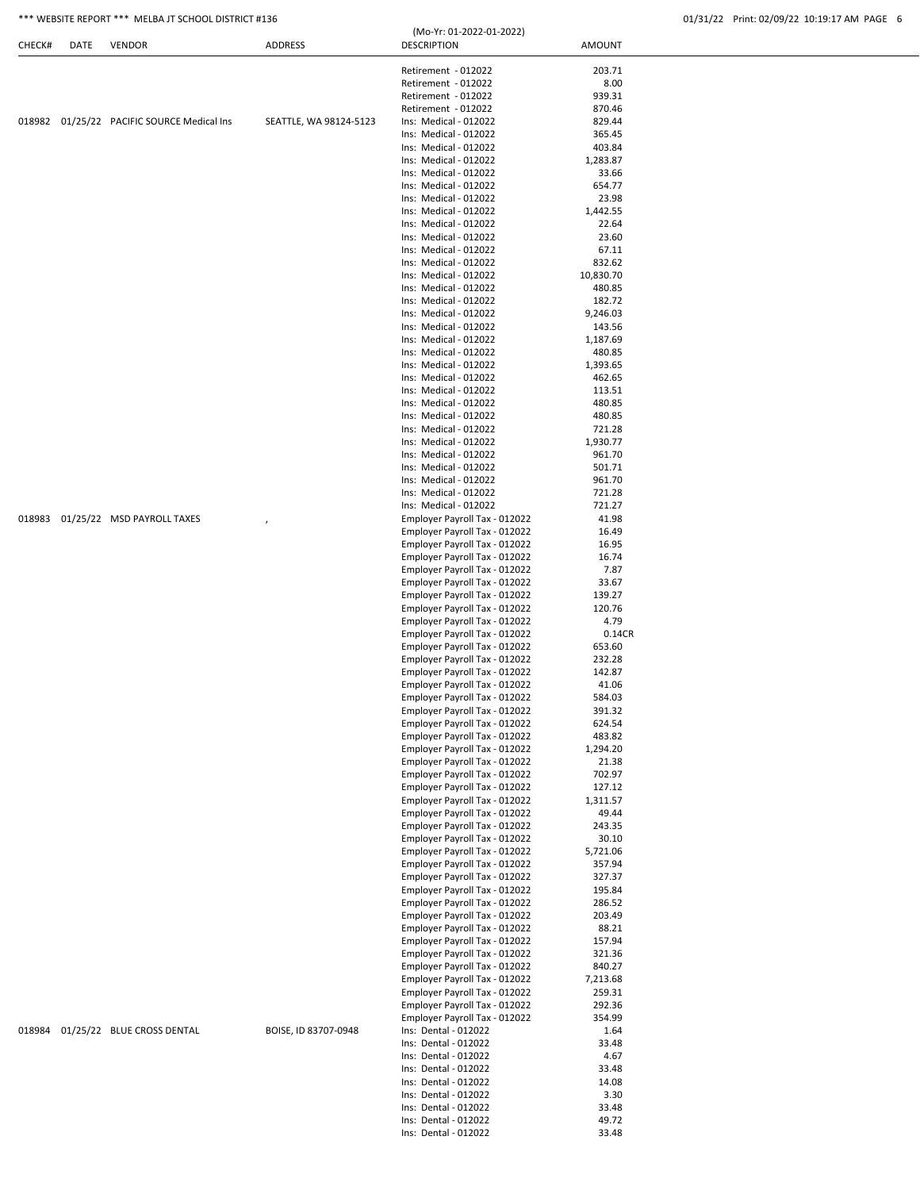| CHECK# | DATE | VENDOR | ADDRESS | DESCRIPTION | AMOUNT |
|---|---|---|---|---|---|
| | | | | Retirement - 012022 | 203.71 |
| | | | | Retirement - 012022 | 8.00 |
| | | | | Retirement - 012022 | 939.31 |
| | | | | Retirement - 012022 | 870.46 |
| 018982 | 01/25/22 | PACIFIC SOURCE Medical Ins | SEATTLE, WA 98124-5123 | Ins: Medical - 012022 | 829.44 |
| | | | | Ins: Medical - 012022 | 365.45 |
| | | | | Ins: Medical - 012022 | 403.84 |
| | | | | Ins: Medical - 012022 | 1,283.87 |
| | | | | Ins: Medical - 012022 | 33.66 |
| | | | | Ins: Medical - 012022 | 654.77 |
| | | | | Ins: Medical - 012022 | 23.98 |
| | | | | Ins: Medical - 012022 | 1,442.55 |
| | | | | Ins: Medical - 012022 | 22.64 |
| | | | | Ins: Medical - 012022 | 23.60 |
| | | | | Ins: Medical - 012022 | 67.11 |
| | | | | Ins: Medical - 012022 | 832.62 |
| | | | | Ins: Medical - 012022 | 10,830.70 |
| | | | | Ins: Medical - 012022 | 480.85 |
| | | | | Ins: Medical - 012022 | 182.72 |
| | | | | Ins: Medical - 012022 | 9,246.03 |
| | | | | Ins: Medical - 012022 | 143.56 |
| | | | | Ins: Medical - 012022 | 1,187.69 |
| | | | | Ins: Medical - 012022 | 480.85 |
| | | | | Ins: Medical - 012022 | 1,393.65 |
| | | | | Ins: Medical - 012022 | 462.65 |
| | | | | Ins: Medical - 012022 | 113.51 |
| | | | | Ins: Medical - 012022 | 480.85 |
| | | | | Ins: Medical - 012022 | 480.85 |
| | | | | Ins: Medical - 012022 | 721.28 |
| | | | | Ins: Medical - 012022 | 1,930.77 |
| | | | | Ins: Medical - 012022 | 961.70 |
| | | | | Ins: Medical - 012022 | 501.71 |
| | | | | Ins: Medical - 012022 | 961.70 |
| | | | | Ins: Medical - 012022 | 721.28 |
| | | | | Ins: Medical - 012022 | 721.27 |
| 018983 | 01/25/22 | MSD PAYROLL TAXES | , | Employer Payroll Tax - 012022 | 41.98 |
| | | | | Employer Payroll Tax - 012022 | 16.49 |
| | | | | Employer Payroll Tax - 012022 | 16.95 |
| | | | | Employer Payroll Tax - 012022 | 16.74 |
| | | | | Employer Payroll Tax - 012022 | 7.87 |
| | | | | Employer Payroll Tax - 012022 | 33.67 |
| | | | | Employer Payroll Tax - 012022 | 139.27 |
| | | | | Employer Payroll Tax - 012022 | 120.76 |
| | | | | Employer Payroll Tax - 012022 | 4.79 |
| | | | | Employer Payroll Tax - 012022 | 0.14CR |
| | | | | Employer Payroll Tax - 012022 | 653.60 |
| | | | | Employer Payroll Tax - 012022 | 232.28 |
| | | | | Employer Payroll Tax - 012022 | 142.87 |
| | | | | Employer Payroll Tax - 012022 | 41.06 |
| | | | | Employer Payroll Tax - 012022 | 584.03 |
| | | | | Employer Payroll Tax - 012022 | 391.32 |
| | | | | Employer Payroll Tax - 012022 | 624.54 |
| | | | | Employer Payroll Tax - 012022 | 483.82 |
| | | | | Employer Payroll Tax - 012022 | 1,294.20 |
| | | | | Employer Payroll Tax - 012022 | 21.38 |
| | | | | Employer Payroll Tax - 012022 | 702.97 |
| | | | | Employer Payroll Tax - 012022 | 127.12 |
| | | | | Employer Payroll Tax - 012022 | 1,311.57 |
| | | | | Employer Payroll Tax - 012022 | 49.44 |
| | | | | Employer Payroll Tax - 012022 | 243.35 |
| | | | | Employer Payroll Tax - 012022 | 30.10 |
| | | | | Employer Payroll Tax - 012022 | 5,721.06 |
| | | | | Employer Payroll Tax - 012022 | 357.94 |
| | | | | Employer Payroll Tax - 012022 | 327.37 |
| | | | | Employer Payroll Tax - 012022 | 195.84 |
| | | | | Employer Payroll Tax - 012022 | 286.52 |
| | | | | Employer Payroll Tax - 012022 | 203.49 |
| | | | | Employer Payroll Tax - 012022 | 88.21 |
| | | | | Employer Payroll Tax - 012022 | 157.94 |
| | | | | Employer Payroll Tax - 012022 | 321.36 |
| | | | | Employer Payroll Tax - 012022 | 840.27 |
| | | | | Employer Payroll Tax - 012022 | 7,213.68 |
| | | | | Employer Payroll Tax - 012022 | 259.31 |
| | | | | Employer Payroll Tax - 012022 | 292.36 |
| | | | | Employer Payroll Tax - 012022 | 354.99 |
| 018984 | 01/25/22 | BLUE CROSS DENTAL | BOISE, ID 83707-0948 | Ins: Dental - 012022 | 1.64 |
| | | | | Ins: Dental - 012022 | 33.48 |
| | | | | Ins: Dental - 012022 | 4.67 |
| | | | | Ins: Dental - 012022 | 33.48 |
| | | | | Ins: Dental - 012022 | 14.08 |
| | | | | Ins: Dental - 012022 | 3.30 |
| | | | | Ins: Dental - 012022 | 33.48 |
| | | | | Ins: Dental - 012022 | 49.72 |
| | | | | Ins: Dental - 012022 | 33.48 |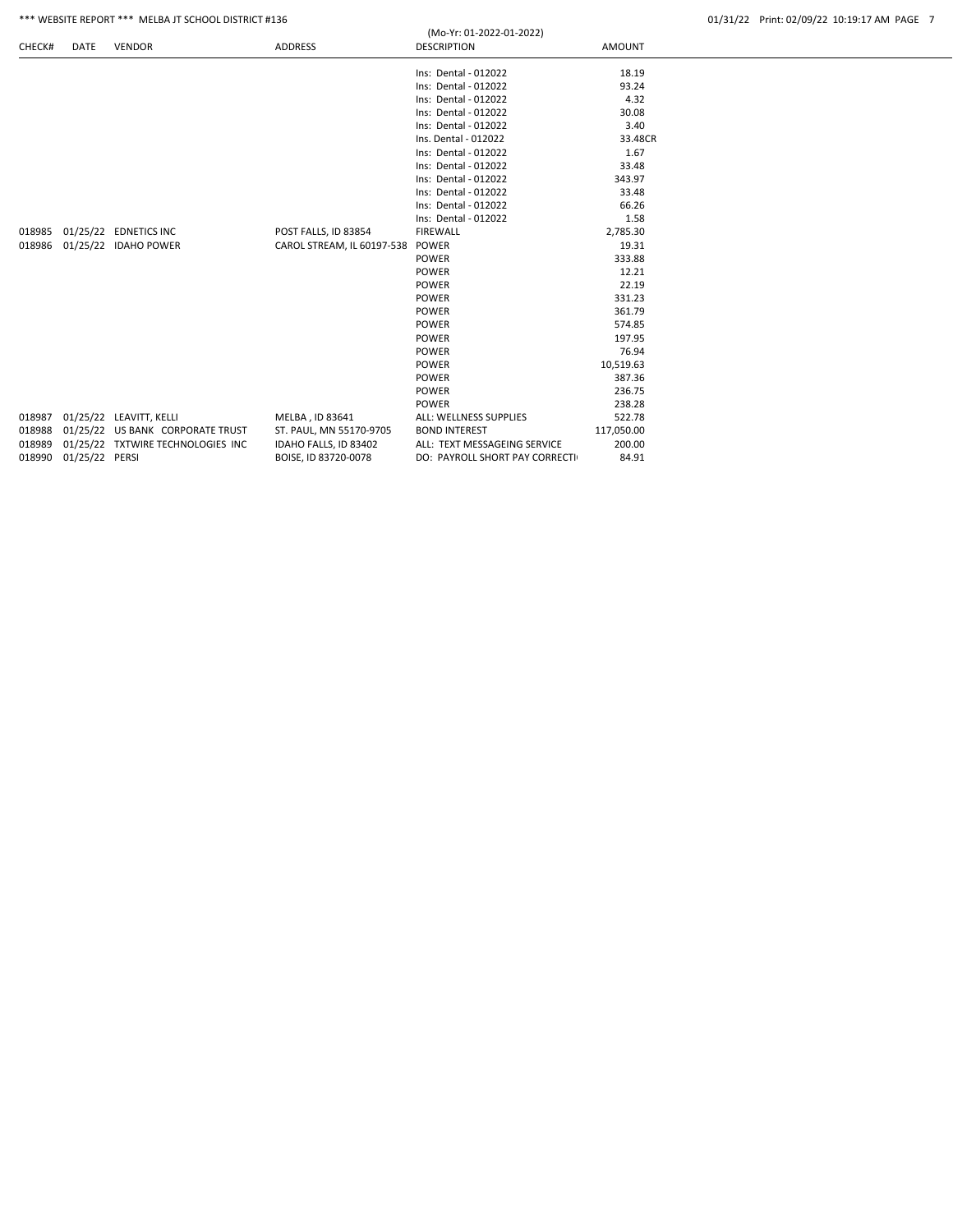| CHECK# | DATE | VENDOR | ADDRESS | DESCRIPTION | AMOUNT |
|---|---|---|---|---|---|
| | | | | Ins: Dental - 012022 | 18.19 |
| | | | | Ins: Dental - 012022 | 93.24 |
| | | | | Ins: Dental - 012022 | 4.32 |
| | | | | Ins: Dental - 012022 | 30.08 |
| | | | | Ins: Dental - 012022 | 3.40 |
| | | | | Ins. Dental - 012022 | 33.48CR |
| | | | | Ins: Dental - 012022 | 1.67 |
| | | | | Ins: Dental - 012022 | 33.48 |
| | | | | Ins: Dental - 012022 | 343.97 |
| | | | | Ins: Dental - 012022 | 33.48 |
| | | | | Ins: Dental - 012022 | 66.26 |
| | | | | Ins: Dental - 012022 | 1.58 |
| 018985 | 01/25/22 | EDNETICS INC | POST FALLS, ID 83854 | FIREWALL | 2,785.30 |
| 018986 | 01/25/22 | IDAHO POWER | CAROL STREAM, IL 60197-538 | POWER | 19.31 |
| | | | | POWER | 333.88 |
| | | | | POWER | 12.21 |
| | | | | POWER | 22.19 |
| | | | | POWER | 331.23 |
| | | | | POWER | 361.79 |
| | | | | POWER | 574.85 |
| | | | | POWER | 197.95 |
| | | | | POWER | 76.94 |
| | | | | POWER | 10,519.63 |
| | | | | POWER | 387.36 |
| | | | | POWER | 236.75 |
| | | | | POWER | 238.28 |
| 018987 | 01/25/22 | LEAVITT, KELLI | MELBA , ID 83641 | ALL: WELLNESS SUPPLIES | 522.78 |
| 018988 | 01/25/22 | US BANK CORPORATE TRUST | ST. PAUL, MN 55170-9705 | BOND INTEREST | 117,050.00 |
| 018989 | 01/25/22 | TXTWIRE TECHNOLOGIES INC | IDAHO FALLS, ID 83402 | ALL: TEXT MESSAGEING SERVICE | 200.00 |
| 018990 | 01/25/22 | PERSI | BOISE, ID 83720-0078 | DO: PAYROLL SHORT PAY CORRECTI | 84.91 |